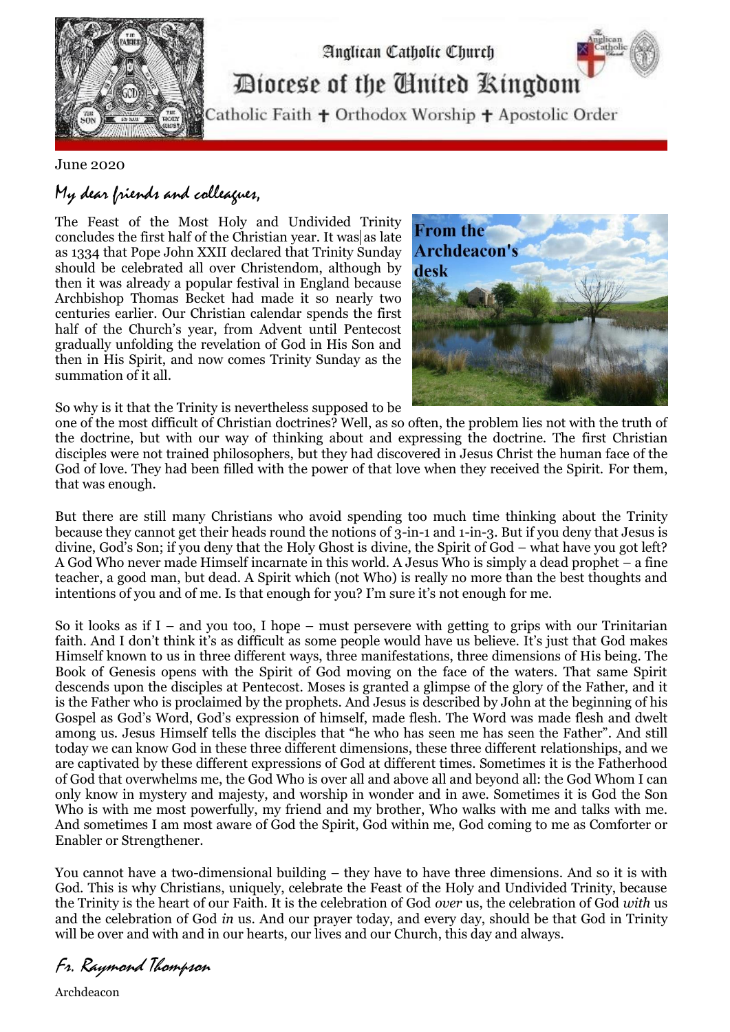Anglican Catholic Church

# Diocese of the United Kingdom

Catholic Faith ✝ Orthodox Worship ✝ Apostolic Order

June 2020

*My dear friends and colleagues,*

**From the Archdeacon's desk**

The Feast of the Most Holy and Undivided Trinity concludes the first half of the Christian year. It was as late as 1334 that Pope John XXII declared that Trinity Sunday should be celebrated all over Christendom, although by then it was already a popular festival in England because Archbishop Thomas Becket had made it so nearly two centuries earlier. Our Christian calendar spends the first half of the Church's year, from Advent until Pentecost gradually unfolding the revelation of God in His Son and then in His Spirit, and now comes Trinity Sunday as the summation of it all.

So why is it that the Trinity is nevertheless supposed to be one of the most difficult of Christian doctrines? Well, as so often, the problem lies not with the truth of the doctrine, but with our way of thinking about and expressing the doctrine. The first Christian disciples were not trained philosophers, but they had discovered in Jesus Christ the human face of the God of love. They had been filled with the power of that love when they received the Spirit. For them, that was enough.

But there are still many Christians who avoid spending too much time thinking about the Trinity because they cannot get their heads round the notions of 3-in-1 and 1-in-3. But if you deny that Jesus is divine, God's Son; if you deny that the Holy Ghost is divine, the Spirit of God – what have you got left? A God Who never made Himself incarnate in this world. A Jesus Who is simply a dead prophet – a fine teacher, a good man, but dead. A Spirit which (not Who) is really no more than the best thoughts and intentions of you and of me. Is that enough for you? I'm sure it's not enough for me.

So it looks as if I – and you too, I hope – must persevere with getting to grips with our Trinitarian faith. And I don't think it's as difficult as some people would have us believe. It's just that God makes Himself known to us in three different ways, three manifestations, three dimensions of His being. The Book of Genesis opens with the Spirit of God moving on the face of the waters. That same Spirit descends upon the disciples at Pentecost. Moses is granted a glimpse of the glory of the Father, and it is the Father who is proclaimed by the prophets. And Jesus is described by John at the beginning of his Gospel as God's Word, God's expression of himself, made flesh. The Word was made flesh and dwelt among us. Jesus Himself tells the disciples that "he who has seen me has seen the Father". And still today we can know God in these three different dimensions, these three different relationships, and we are captivated by these different expressions of God at different times. Sometimes it is the Fatherhood of God that overwhelms me, the God Who is over all and above all and beyond all: the God Whom I can only know in mystery and majesty, and worship in wonder and in awe. Sometimes it is God the Son Who is with me most powerfully, my friend and my brother, Who walks with me and talks with me. And sometimes I am most aware of God the Spirit, God within me, God coming to me as Comforter or Enabler or Strengthener.

You cannot have a two-dimensional building – they have to have three dimensions. And so it is with God. This is why Christians, uniquely, celebrate the Feast of the Holy and Undivided Trinity, because the Trinity is the heart of our Faith. It is the celebration of God *over* us, the celebration of God *with* us and the celebration of God *in* us. And our prayer today, and every day, should be that God in Trinity will be over and with and in our hearts, our lives and our Church, this day and always.

*Fr. Raymond Thompson*

Archdeacon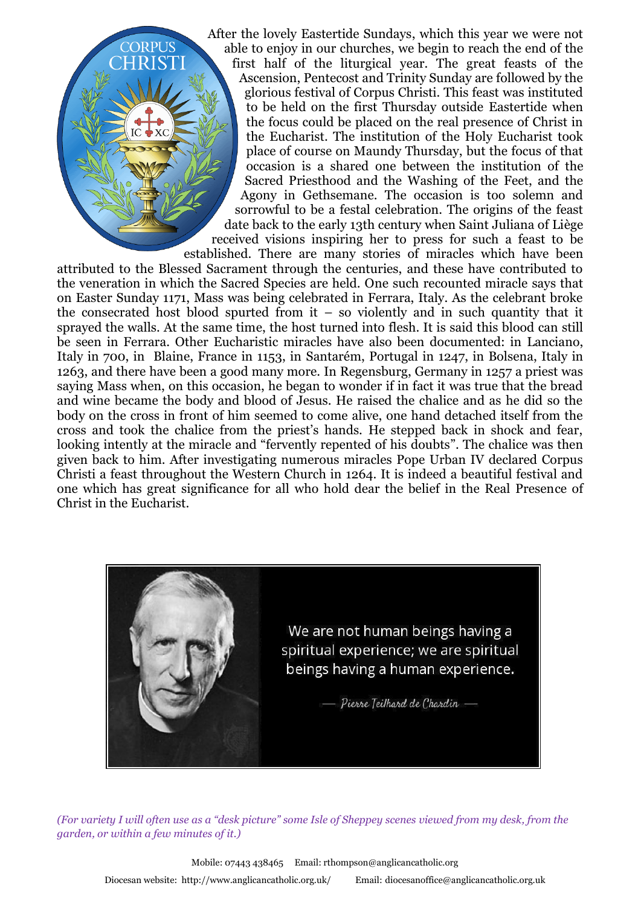After the lovely Eastertide Sundays, which this year we were not able to enjoy in our churches, we begin to reach the end of the first half of the liturgical year. The great feasts of the Ascension, Pentecost and Trinity Sunday are followed by the glorious festival of Corpus Christi. This feast was instituted to be held on the first Thursday outside Eastertide when the focus could be placed on the real presence of Christ in the Eucharist. The institution of the Holy Eucharist took place of course on Maundy Thursday, but the focus of that occasion is a shared one between the institution of the Sacred Priesthood and the Washing of the Feet, and the Agony in Gethsemane. The occasion is too solemn and sorrowful to be a festal celebration. The origins of the feast date back to the early 13th century when Saint Juliana of Liège received visions inspiring her to press for such a feast to be established. There are many stories of miracles which have been attributed to the Blessed Sacrament through the centuries, and these have contributed to the veneration in which the Sacred Species are held. One such recounted miracle says that on Easter Sunday 1171, Mass was being celebrated in Ferrara, Italy. As the celebrant broke the consecrated host blood spurted from it – so violently and in such quantity that it sprayed the walls. At the same time, the host turned into flesh. It is said this blood can still be seen in Ferrara. Other Eucharistic miracles have also been documented: in Lanciano, Italy in 700, in Blaine, France in 1153, in Santarém, Portugal in 1247, in Bolsena, Italy in 1263, and there have been a good many more. In Regensburg, Germany in 1257 a priest was saying Mass when, on this occasion, he began to wonder if in fact it was true that the bread and wine became the body and blood of Jesus. He raised the chalice and as he did so the body on the cross in front of him seemed to come alive, one hand detached itself from the cross and took the chalice from the priest's hands. He stepped back in shock and fear, looking intently at the miracle and "fervently repented of his doubts". The chalice was then given back to him. After investigating numerous miracles Pope Urban IV declared Corpus Christi a feast throughout the Western Church in 1264. It is indeed a beautiful festival and one which has great significance for all who hold dear the belief in the Real Presence of Christ in the Eucharist.

We are not human beings having a spiritual experience; we are spiritual beings having a human experience.

— Pierre Teilhard de Chardin —

*(For variety I will often use as a "desk picture" some Isle of Sheppey scenes viewed from my desk, from the garden, or within a few minutes of it.)*

Mobile: 07443 438465 Email: rthompson@anglicancatholic.org

Diocesan website: http://www.anglicancatholic.org.uk/ Email: diocesanoffice@anglicancatholic.org.uk